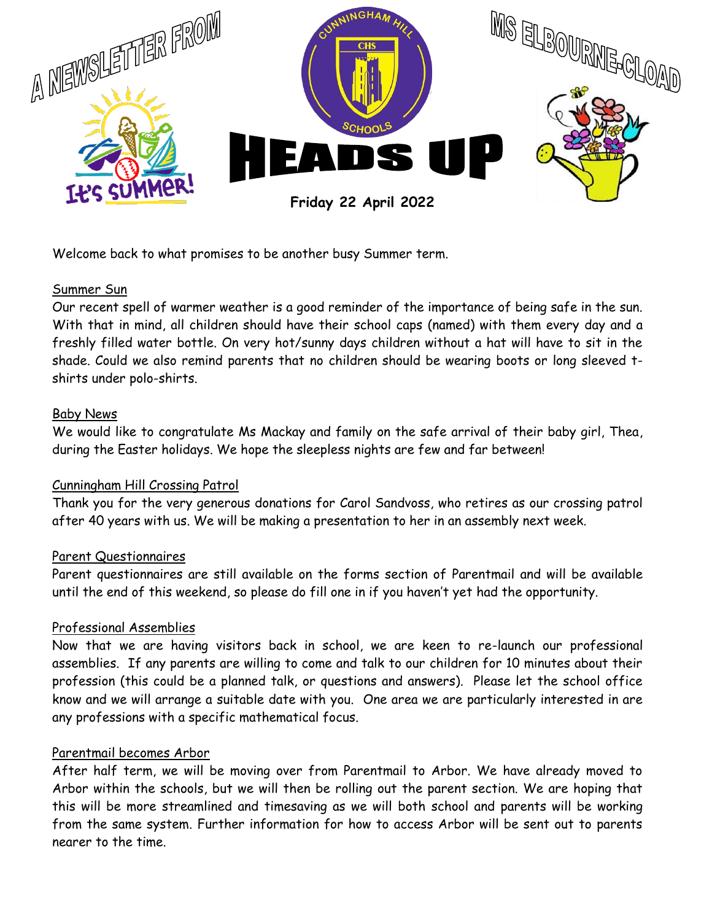# A NEWSLETTER FROM MS ELBOURNE-CLOAD

CUNNINGHAM HILL SCHOOLS

# HEADS UP

**Friday 22 April 2022**

Welcome back to what promises to be another busy Summer term.

## Summer Sun

Our recent spell of warmer weather is a good reminder of the importance of being safe in the sun. With that in mind, all children should have their school caps (named) with them every day and a freshly filled water bottle. On very hot/sunny days children without a hat will have to sit in the shade. Could we also remind parents that no children should be wearing boots or long sleeved t-shirts under polo-shirts.

## Baby News

We would like to congratulate Ms Mackay and family on the safe arrival of their baby girl, Thea, during the Easter holidays. We hope the sleepless nights are few and far between!

## Cunningham Hill Crossing Patrol

Thank you for the very generous donations for Carol Sandvoss, who retires as our crossing patrol after 40 years with us. We will be making a presentation to her in an assembly next week.

## Parent Questionnaires

Parent questionnaires are still available on the forms section of Parentmail and will be available until the end of this weekend, so please do fill one in if you haven't yet had the opportunity.

## Professional Assemblies

Now that we are having visitors back in school, we are keen to re-launch our professional assemblies. If any parents are willing to come and talk to our children for 10 minutes about their profession (this could be a planned talk, or questions and answers). Please let the school office know and we will arrange a suitable date with you. One area we are particularly interested in are any professions with a specific mathematical focus.

## Parentmail becomes Arbor

After half term, we will be moving over from Parentmail to Arbor. We have already moved to Arbor within the schools, but we will then be rolling out the parent section. We are hoping that this will be more streamlined and timesaving as we will both school and parents will be working from the same system. Further information for how to access Arbor will be sent out to parents nearer to the time.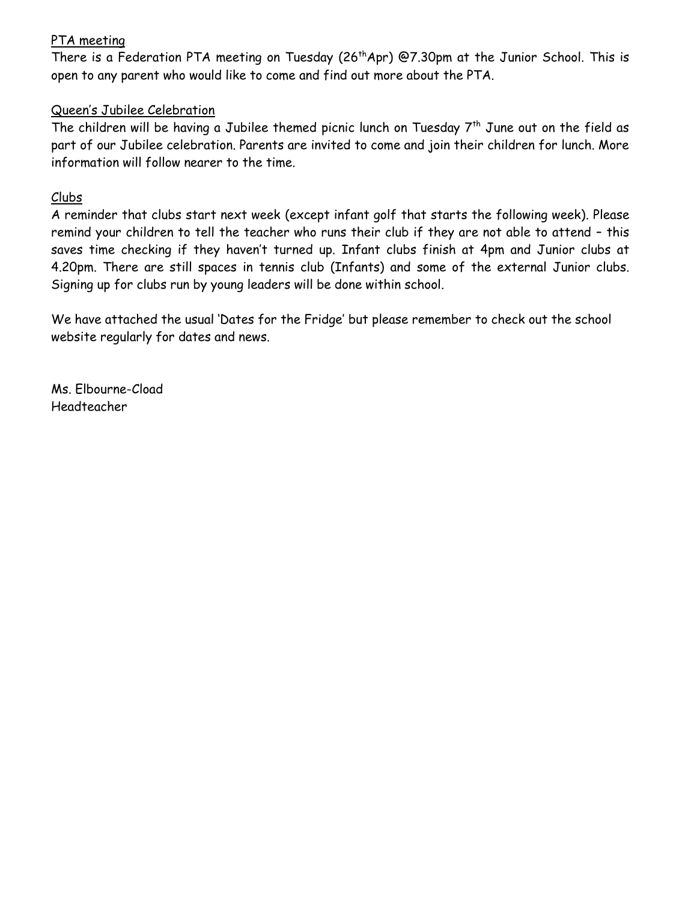## PTA meeting

There is a Federation PTA meeting on Tuesday (26$^{th}$Apr) @7.30pm at the Junior School. This is open to any parent who would like to come and find out more about the PTA.

## Queen's Jubilee Celebration

The children will be having a Jubilee themed picnic lunch on Tuesday 7$^{th}$ June out on the field as part of our Jubilee celebration. Parents are invited to come and join their children for lunch. More information will follow nearer to the time.

## Clubs

A reminder that clubs start next week (except infant golf that starts the following week). Please remind your children to tell the teacher who runs their club if they are not able to attend – this saves time checking if they haven't turned up. Infant clubs finish at 4pm and Junior clubs at 4.20pm. There are still spaces in tennis club (Infants) and some of the external Junior clubs. Signing up for clubs run by young leaders will be done within school.

We have attached the usual 'Dates for the Fridge' but please remember to check out the school website regularly for dates and news.

Ms. Elbourne-Cload
Headteacher